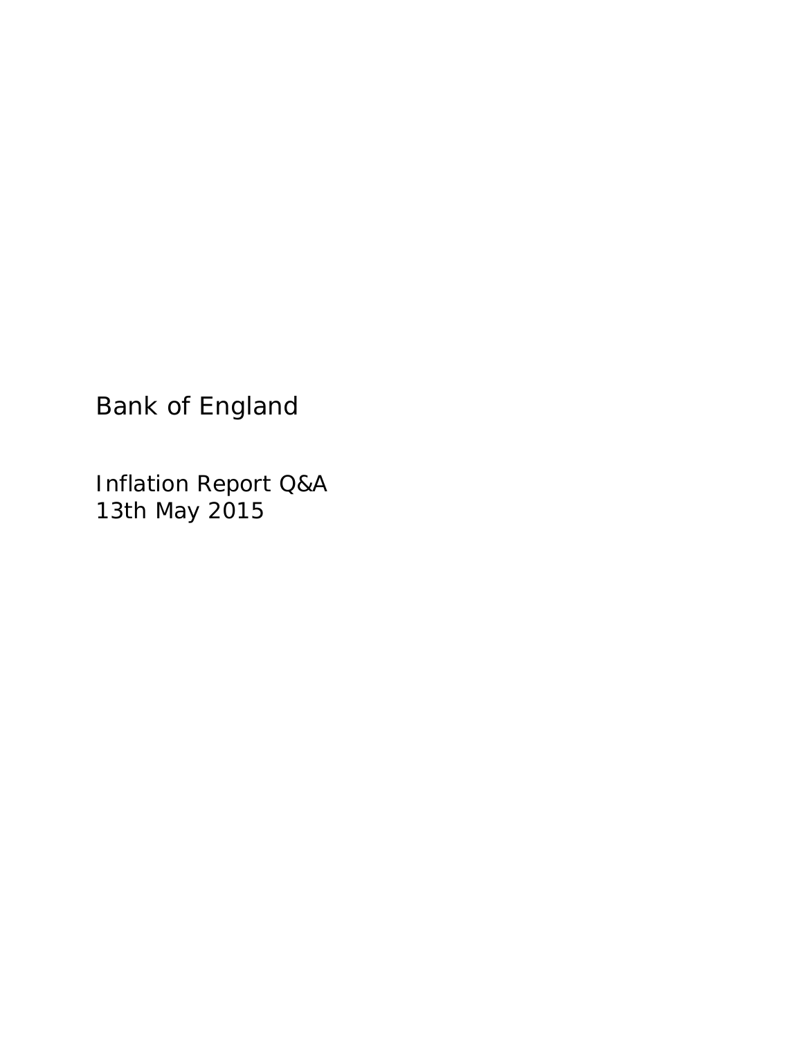# Bank of England

## Inflation Report Q&A
13th May 2015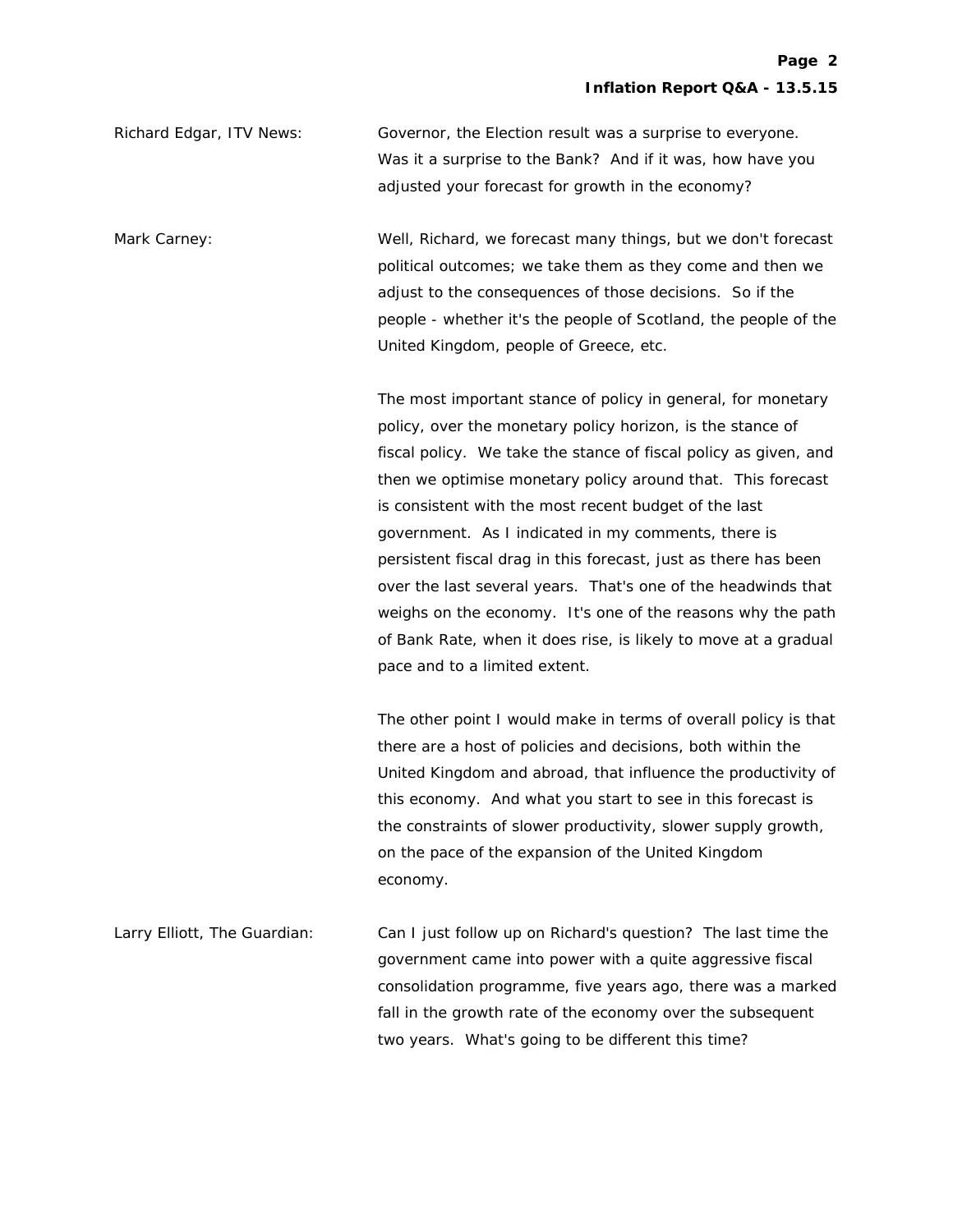Richard Edgar, ITV News: Governor, the Election result was a surprise to everyone. Was it a surprise to the Bank? And if it was, how have you adjusted your forecast for growth in the economy?

Mark Carney: Well, Richard, we forecast many things, but we don't forecast political outcomes; we take them as they come and then we adjust to the consequences of those decisions. So if the people - whether it's the people of Scotland, the people of the United Kingdom, people of Greece, etc.

The most important stance of policy in general, for monetary policy, over the monetary policy horizon, is the stance of fiscal policy. We take the stance of fiscal policy as given, and then we optimise monetary policy around that. This forecast is consistent with the most recent budget of the last government. As I indicated in my comments, there is persistent fiscal drag in this forecast, just as there has been over the last several years. That's one of the headwinds that weighs on the economy. It's one of the reasons why the path of Bank Rate, when it does rise, is likely to move at a gradual pace and to a limited extent.

The other point I would make in terms of overall policy is that there are a host of policies and decisions, both within the United Kingdom and abroad, that influence the productivity of this economy. And what you start to see in this forecast is the constraints of slower productivity, slower supply growth, on the pace of the expansion of the United Kingdom economy.

Larry Elliott, The Guardian: Can I just follow up on Richard's question? The last time the government came into power with a quite aggressive fiscal consolidation programme, five years ago, there was a marked fall in the growth rate of the economy over the subsequent two years. What's going to be different this time?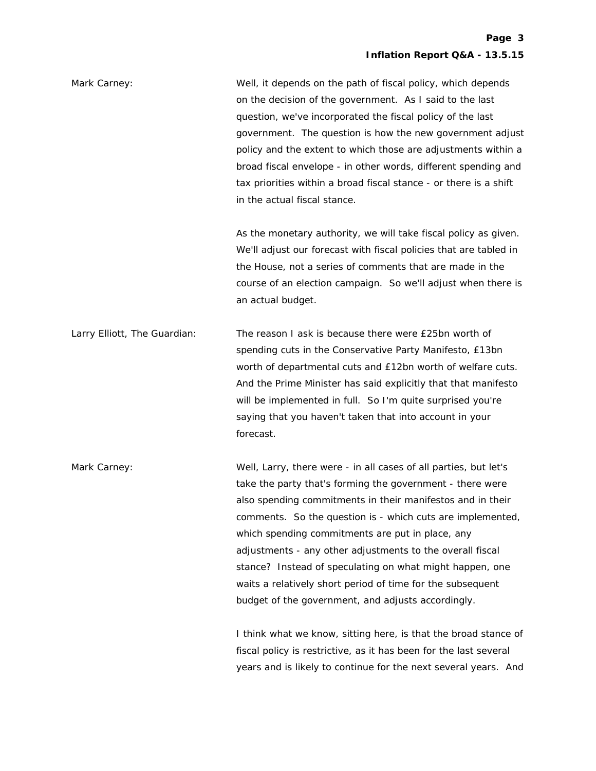**Mark Carney:** Well, it depends on the path of fiscal policy, which depends on the decision of the government. As I said to the last question, we've incorporated the fiscal policy of the last government. The question is how the new government adjust policy and the extent to which those are adjustments within a broad fiscal envelope - in other words, different spending and tax priorities within a broad fiscal stance - or there is a shift in the actual fiscal stance.

As the monetary authority, we will take fiscal policy as given. We'll adjust our forecast with fiscal policies that are tabled in the House, not a series of comments that are made in the course of an election campaign. So we'll adjust when there is an actual budget.

**Larry Elliott, The Guardian:** The reason I ask is because there were £25bn worth of spending cuts in the Conservative Party Manifesto, £13bn worth of departmental cuts and £12bn worth of welfare cuts. And the Prime Minister has said explicitly that that manifesto will be implemented in full. So I'm quite surprised you're saying that you haven't taken that into account in your forecast.

**Mark Carney:** Well, Larry, there were - in all cases of all parties, but let's take the party that's forming the government - there were also spending commitments in their manifestos and in their comments. So the question is - which cuts are implemented, which spending commitments are put in place, any adjustments - any other adjustments to the overall fiscal stance? Instead of speculating on what might happen, one waits a relatively short period of time for the subsequent budget of the government, and adjusts accordingly.

I think what we know, sitting here, is that the broad stance of fiscal policy is restrictive, as it has been for the last several years and is likely to continue for the next several years. And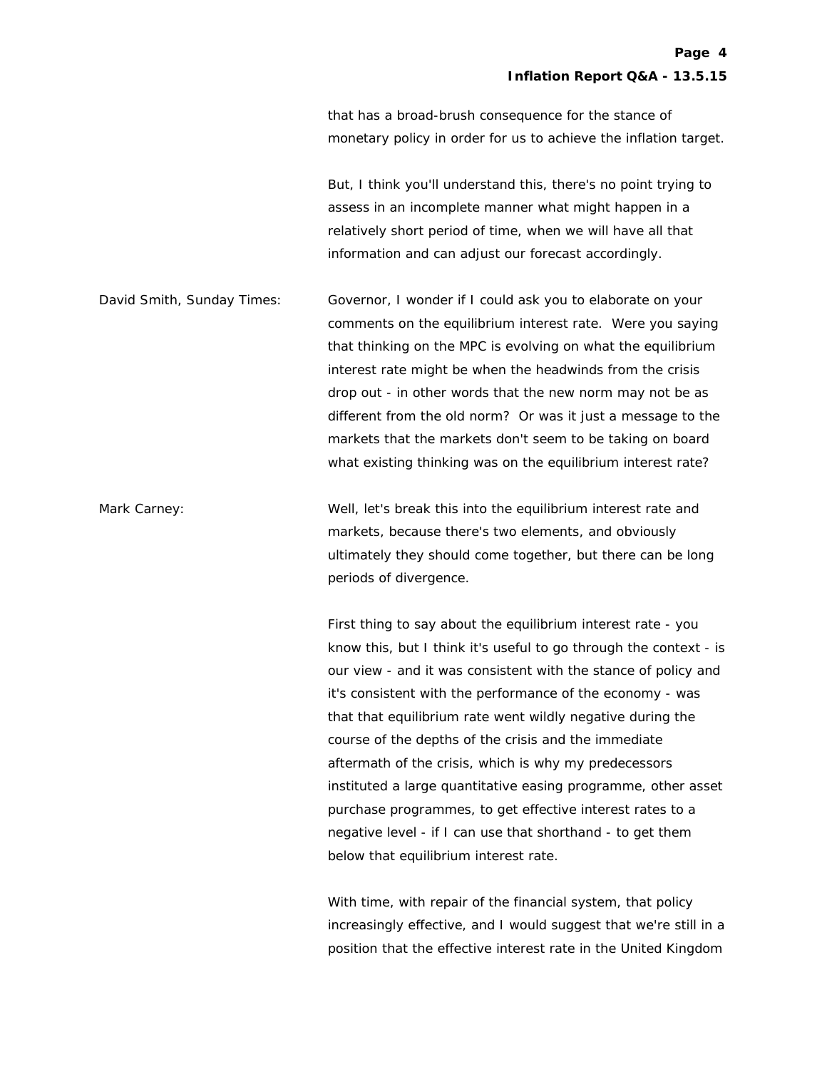that has a broad-brush consequence for the stance of monetary policy in order for us to achieve the inflation target.

But, I think you'll understand this, there's no point trying to assess in an incomplete manner what might happen in a relatively short period of time, when we will have all that information and can adjust our forecast accordingly.

**David Smith, Sunday Times:** Governor, I wonder if I could ask you to elaborate on your comments on the equilibrium interest rate. Were you saying that thinking on the MPC is evolving on what the equilibrium interest rate might be when the headwinds from the crisis drop out - in other words that the new norm may not be as different from the old norm? Or was it just a message to the markets that the markets don't seem to be taking on board what existing thinking was on the equilibrium interest rate?

**Mark Carney:** Well, let's break this into the equilibrium interest rate and markets, because there's two elements, and obviously ultimately they should come together, but there can be long periods of divergence.

First thing to say about the equilibrium interest rate - you know this, but I think it's useful to go through the context - is our view - and it was consistent with the stance of policy and it's consistent with the performance of the economy - was that that equilibrium rate went wildly negative during the course of the depths of the crisis and the immediate aftermath of the crisis, which is why my predecessors instituted a large quantitative easing programme, other asset purchase programmes, to get effective interest rates to a negative level - if I can use that shorthand - to get them below that equilibrium interest rate.

With time, with repair of the financial system, that policy increasingly effective, and I would suggest that we're still in a position that the effective interest rate in the United Kingdom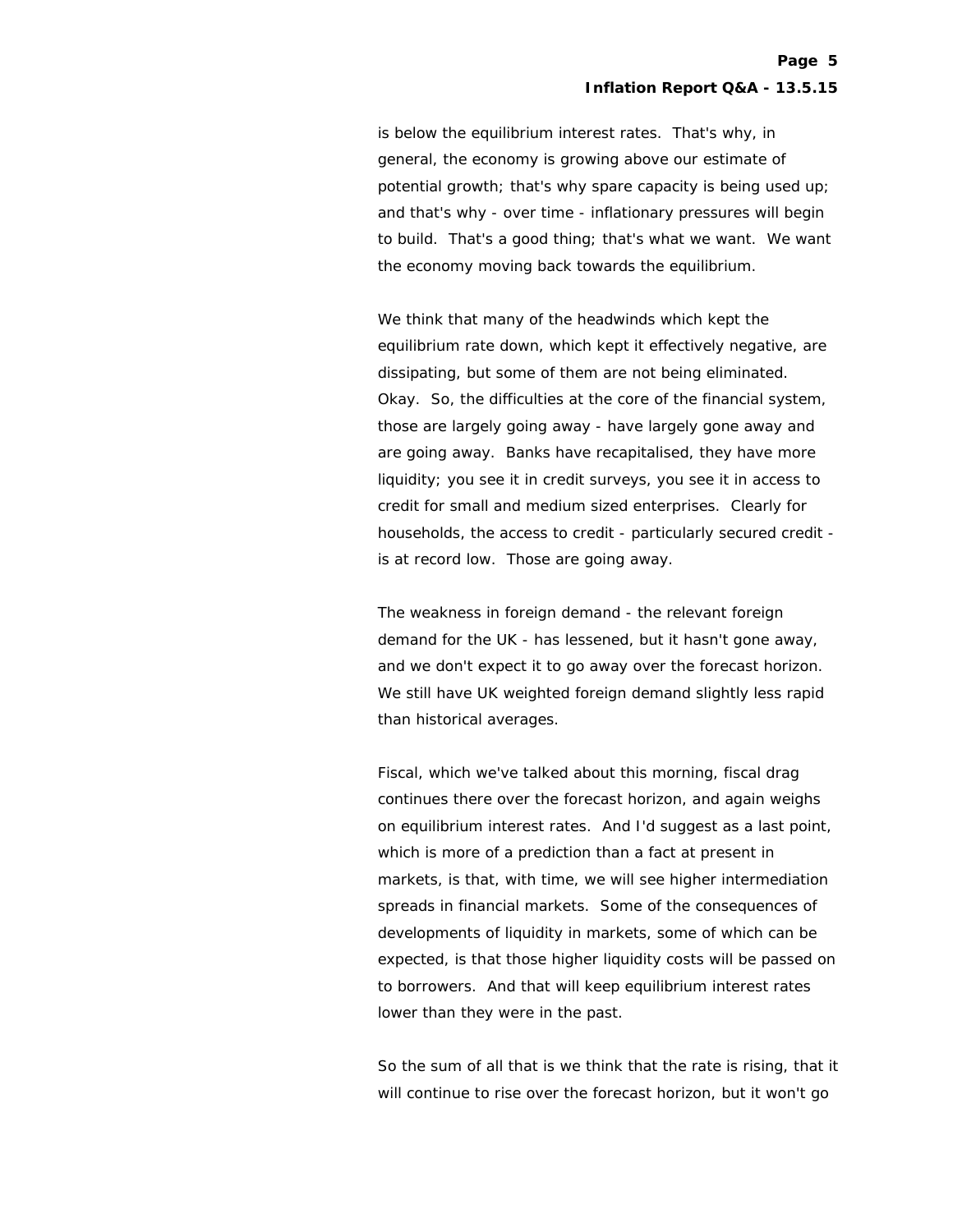is below the equilibrium interest rates. That's why, in general, the economy is growing above our estimate of potential growth; that's why spare capacity is being used up; and that's why - over time - inflationary pressures will begin to build. That's a good thing; that's what we want. We want the economy moving back towards the equilibrium.

We think that many of the headwinds which kept the equilibrium rate down, which kept it effectively negative, are dissipating, but some of them are not being eliminated. Okay. So, the difficulties at the core of the financial system, those are largely going away - have largely gone away and are going away. Banks have recapitalised, they have more liquidity; you see it in credit surveys, you see it in access to credit for small and medium sized enterprises. Clearly for households, the access to credit - particularly secured credit - is at record low. Those are going away.

The weakness in foreign demand - the relevant foreign demand for the UK - has lessened, but it hasn't gone away, and we don't expect it to go away over the forecast horizon. We still have UK weighted foreign demand slightly less rapid than historical averages.

Fiscal, which we've talked about this morning, fiscal drag continues there over the forecast horizon, and again weighs on equilibrium interest rates. And I'd suggest as a last point, which is more of a prediction than a fact at present in markets, is that, with time, we will see higher intermediation spreads in financial markets. Some of the consequences of developments of liquidity in markets, some of which can be expected, is that those higher liquidity costs will be passed on to borrowers. And that will keep equilibrium interest rates lower than they were in the past.

So the sum of all that is we think that the rate is rising, that it will continue to rise over the forecast horizon, but it won't go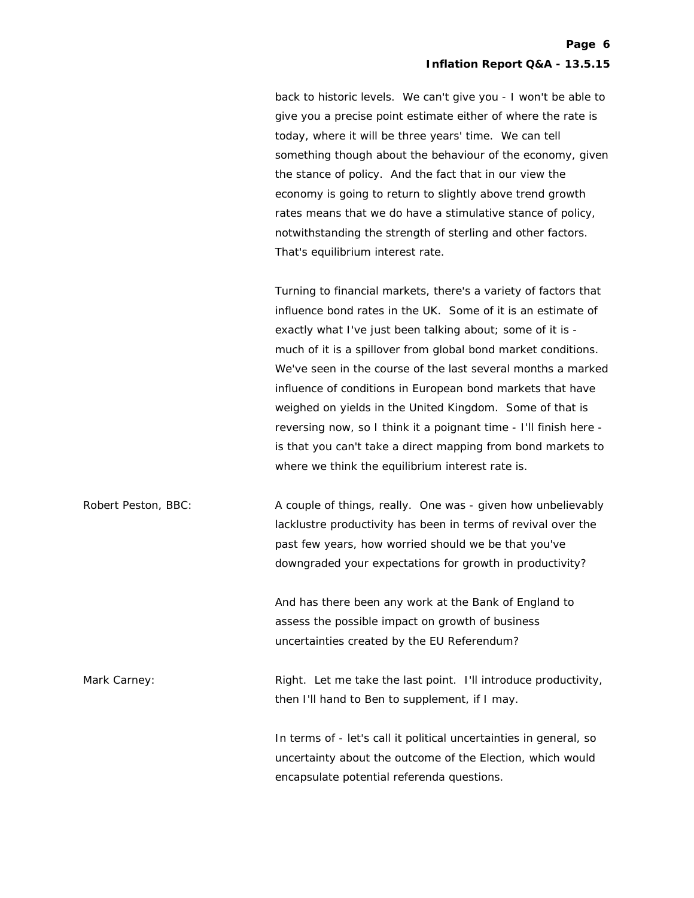back to historic levels. We can't give you - I won't be able to give you a precise point estimate either of where the rate is today, where it will be three years' time. We can tell something though about the behaviour of the economy, given the stance of policy. And the fact that in our view the economy is going to return to slightly above trend growth rates means that we do have a stimulative stance of policy, notwithstanding the strength of sterling and other factors. That's equilibrium interest rate.

Turning to financial markets, there's a variety of factors that influence bond rates in the UK. Some of it is an estimate of exactly what I've just been talking about; some of it is - much of it is a spillover from global bond market conditions. We've seen in the course of the last several months a marked influence of conditions in European bond markets that have weighed on yields in the United Kingdom. Some of that is reversing now, so I think it a poignant time - I'll finish here - is that you can't take a direct mapping from bond markets to where we think the equilibrium interest rate is.

Robert Peston, BBC: A couple of things, really. One was - given how unbelievably lacklustre productivity has been in terms of revival over the past few years, how worried should we be that you've downgraded your expectations for growth in productivity?

And has there been any work at the Bank of England to assess the possible impact on growth of business uncertainties created by the EU Referendum?

Mark Carney: Right. Let me take the last point. I'll introduce productivity, then I'll hand to Ben to supplement, if I may.

In terms of - let's call it political uncertainties in general, so uncertainty about the outcome of the Election, which would encapsulate potential referenda questions.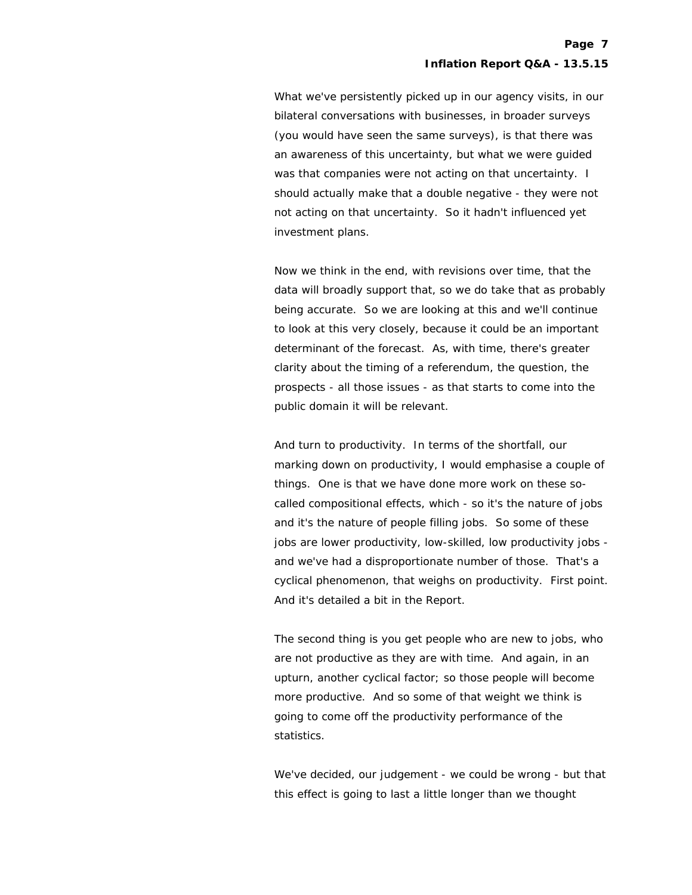What we've persistently picked up in our agency visits, in our bilateral conversations with businesses, in broader surveys (you would have seen the same surveys), is that there was an awareness of this uncertainty, but what we were guided was that companies were not acting on that uncertainty. I should actually make that a double negative - they were not not acting on that uncertainty. So it hadn't influenced yet investment plans.

Now we think in the end, with revisions over time, that the data will broadly support that, so we do take that as probably being accurate. So we are looking at this and we'll continue to look at this very closely, because it could be an important determinant of the forecast. As, with time, there's greater clarity about the timing of a referendum, the question, the prospects - all those issues - as that starts to come into the public domain it will be relevant.

And turn to productivity. In terms of the shortfall, our marking down on productivity, I would emphasise a couple of things. One is that we have done more work on these so-called compositional effects, which - so it's the nature of jobs and it's the nature of people filling jobs. So some of these jobs are lower productivity, low-skilled, low productivity jobs - and we've had a disproportionate number of those. That's a cyclical phenomenon, that weighs on productivity. First point. And it's detailed a bit in the Report.

The second thing is you get people who are new to jobs, who are not productive as they are with time. And again, in an upturn, another cyclical factor; so those people will become more productive. And so some of that weight we think is going to come off the productivity performance of the statistics.

We've decided, our judgement - we could be wrong - but that this effect is going to last a little longer than we thought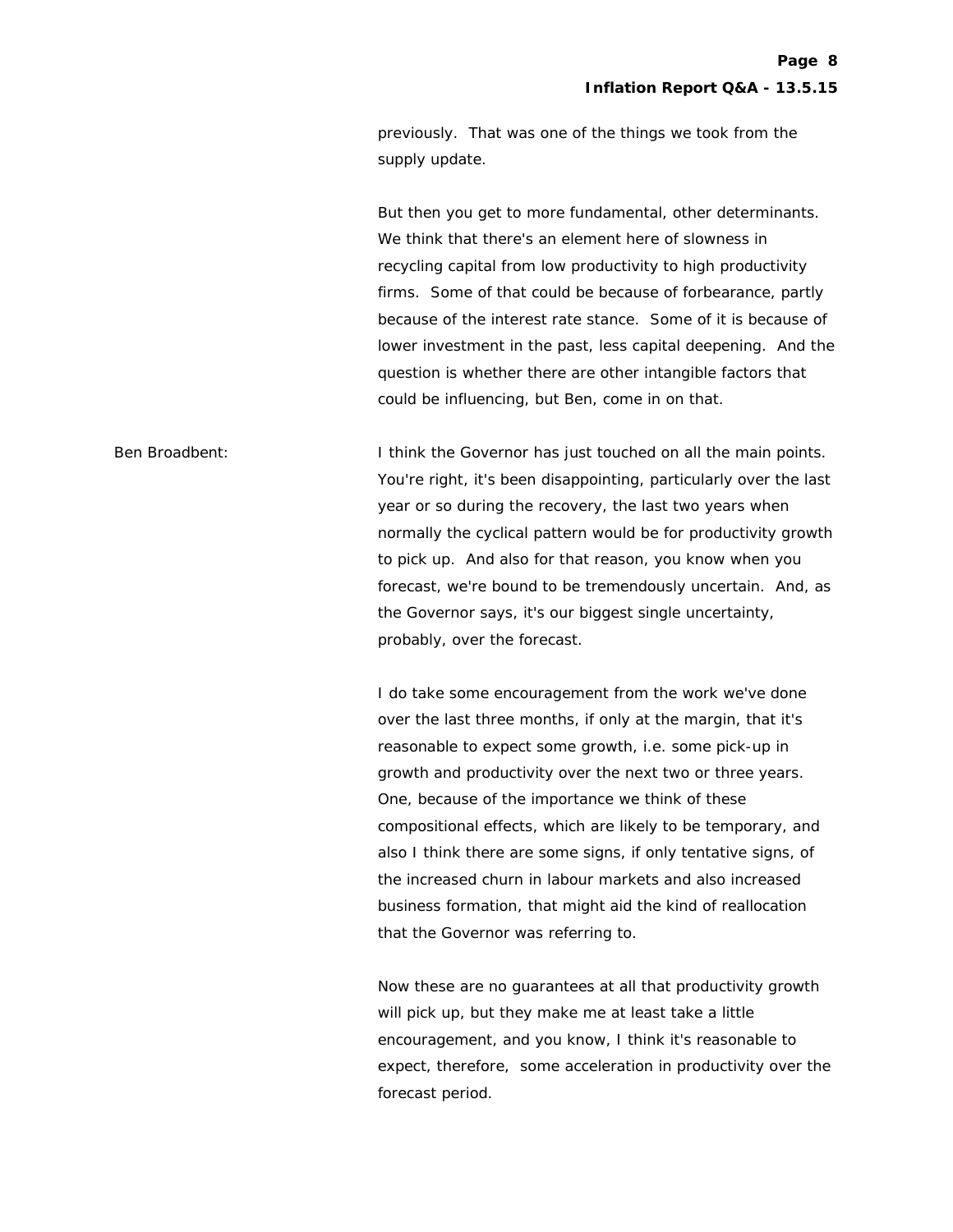previously. That was one of the things we took from the supply update.

But then you get to more fundamental, other determinants. We think that there's an element here of slowness in recycling capital from low productivity to high productivity firms. Some of that could be because of forbearance, partly because of the interest rate stance. Some of it is because of lower investment in the past, less capital deepening. And the question is whether there are other intangible factors that could be influencing, but Ben, come in on that.

**Ben Broadbent:** I think the Governor has just touched on all the main points. You're right, it's been disappointing, particularly over the last year or so during the recovery, the last two years when normally the cyclical pattern would be for productivity growth to pick up. And also for that reason, you know when you forecast, we're bound to be tremendously uncertain. And, as the Governor says, it's our biggest single uncertainty, probably, over the forecast.

I do take some encouragement from the work we've done over the last three months, if only at the margin, that it's reasonable to expect some growth, i.e. some pick-up in growth and productivity over the next two or three years. One, because of the importance we think of these compositional effects, which are likely to be temporary, and also I think there are some signs, if only tentative signs, of the increased churn in labour markets and also increased business formation, that might aid the kind of reallocation that the Governor was referring to.

Now these are no guarantees at all that productivity growth will pick up, but they make me at least take a little encouragement, and you know, I think it's reasonable to expect, therefore, some acceleration in productivity over the forecast period.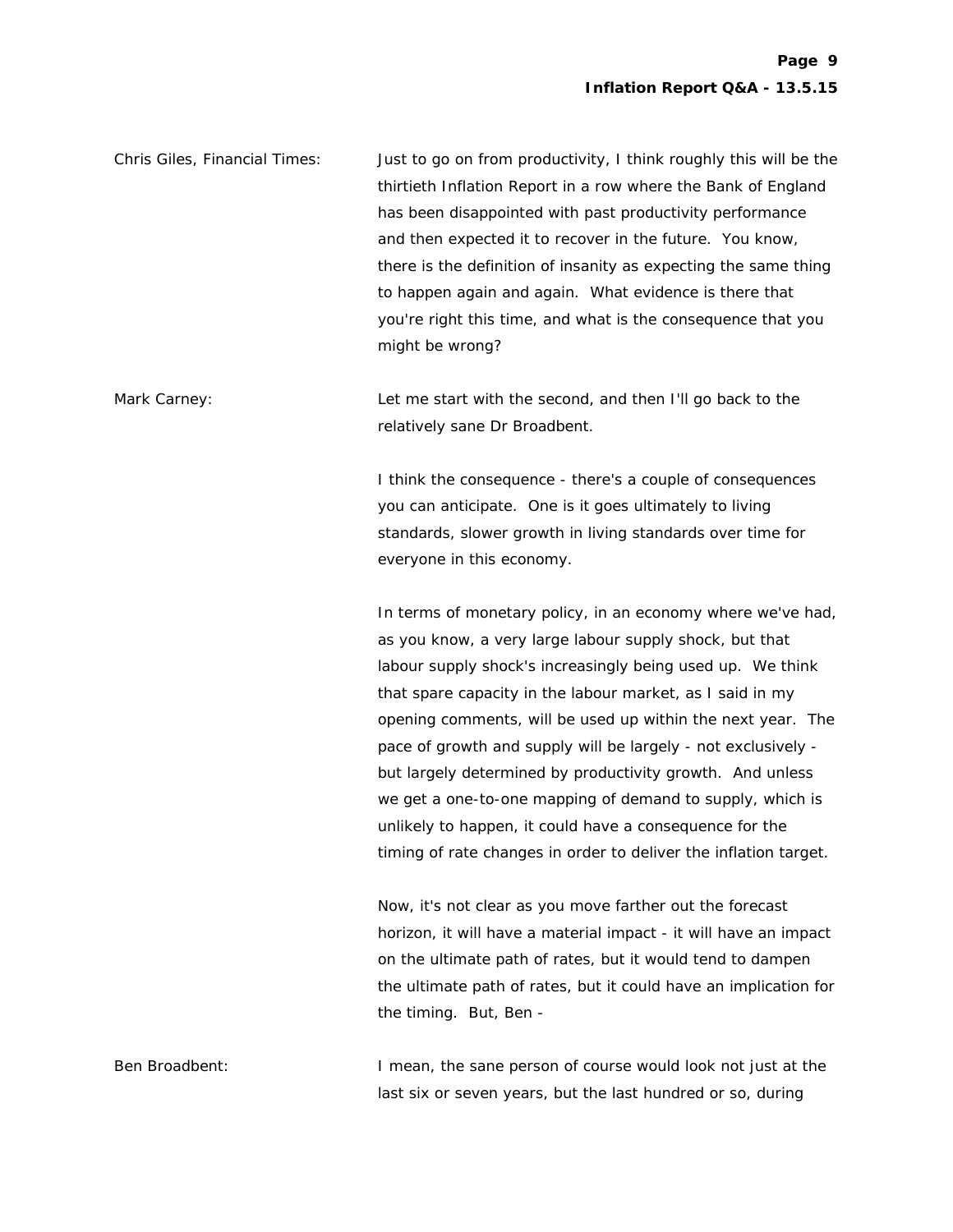**Chris Giles, Financial Times:** Just to go on from productivity, I think roughly this will be the thirtieth Inflation Report in a row where the Bank of England has been disappointed with past productivity performance and then expected it to recover in the future. You know, there is the definition of insanity as expecting the same thing to happen again and again. What evidence is there that you're right this time, and what is the consequence that you might be wrong?

**Mark Carney:** Let me start with the second, and then I'll go back to the relatively sane Dr Broadbent.

I think the consequence - there's a couple of consequences you can anticipate. One is it goes ultimately to living standards, slower growth in living standards over time for everyone in this economy.

In terms of monetary policy, in an economy where we've had, as you know, a very large labour supply shock, but that labour supply shock's increasingly being used up. We think that spare capacity in the labour market, as I said in my opening comments, will be used up within the next year. The pace of growth and supply will be largely - not exclusively - but largely determined by productivity growth. And unless we get a one-to-one mapping of demand to supply, which is unlikely to happen, it could have a consequence for the timing of rate changes in order to deliver the inflation target.

Now, it's not clear as you move farther out the forecast horizon, it will have a material impact - it will have an impact on the ultimate path of rates, but it would tend to dampen the ultimate path of rates, but it could have an implication for the timing. But, Ben -

**Ben Broadbent:** I mean, the sane person of course would look not just at the last six or seven years, but the last hundred or so, during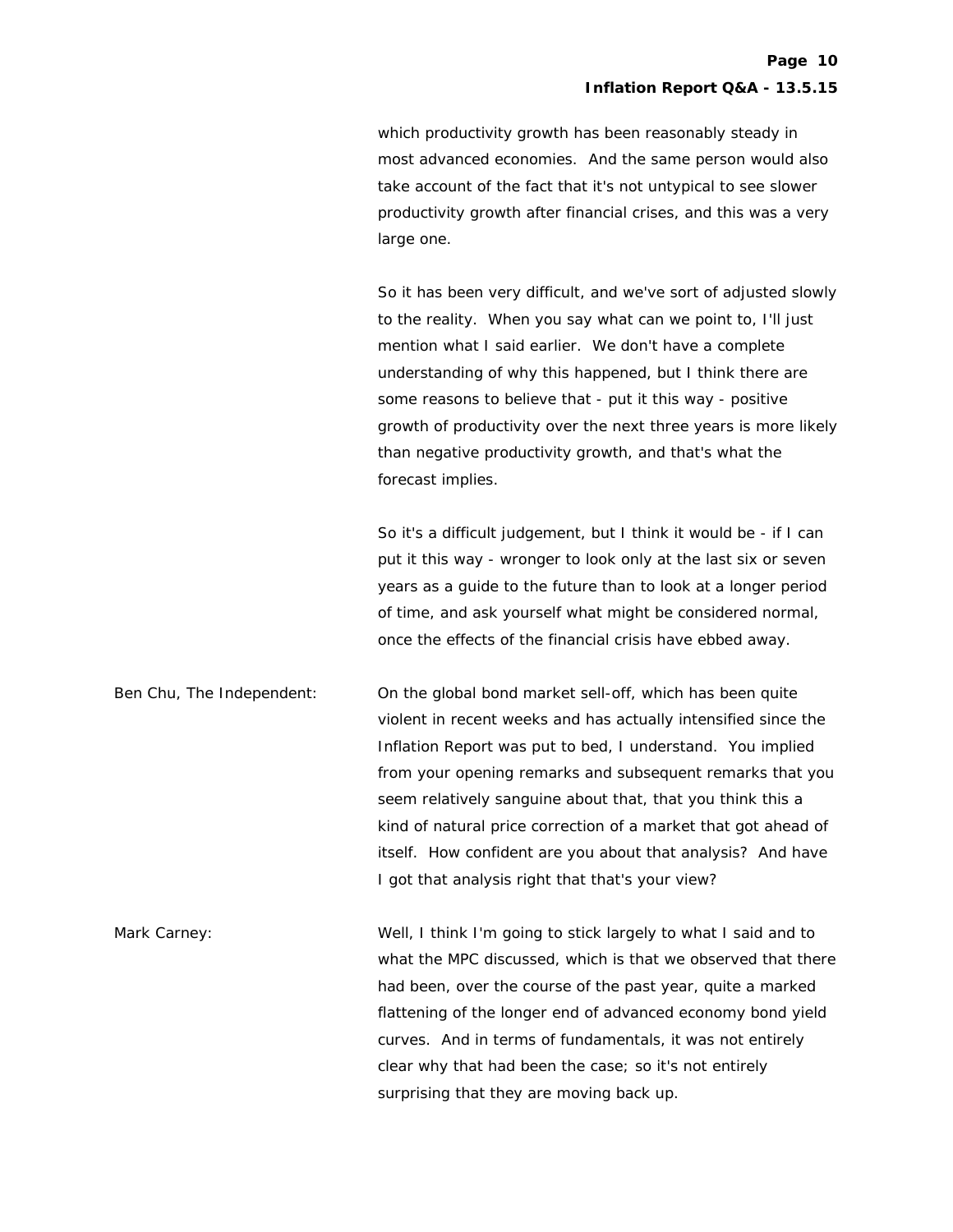which productivity growth has been reasonably steady in most advanced economies. And the same person would also take account of the fact that it's not untypical to see slower productivity growth after financial crises, and this was a very large one.

So it has been very difficult, and we've sort of adjusted slowly to the reality. When you say what can we point to, I'll just mention what I said earlier. We don't have a complete understanding of why this happened, but I think there are some reasons to believe that - put it this way - positive growth of productivity over the next three years is more likely than negative productivity growth, and that's what the forecast implies.

So it's a difficult judgement, but I think it would be - if I can put it this way - wronger to look only at the last six or seven years as a guide to the future than to look at a longer period of time, and ask yourself what might be considered normal, once the effects of the financial crisis have ebbed away.

Ben Chu, The Independent: On the global bond market sell-off, which has been quite violent in recent weeks and has actually intensified since the Inflation Report was put to bed, I understand. You implied from your opening remarks and subsequent remarks that you seem relatively sanguine about that, that you think this a kind of natural price correction of a market that got ahead of itself. How confident are you about that analysis? And have I got that analysis right that that's your view?

Mark Carney: Well, I think I'm going to stick largely to what I said and to what the MPC discussed, which is that we observed that there had been, over the course of the past year, quite a marked flattening of the longer end of advanced economy bond yield curves. And in terms of fundamentals, it was not entirely clear why that had been the case; so it's not entirely surprising that they are moving back up.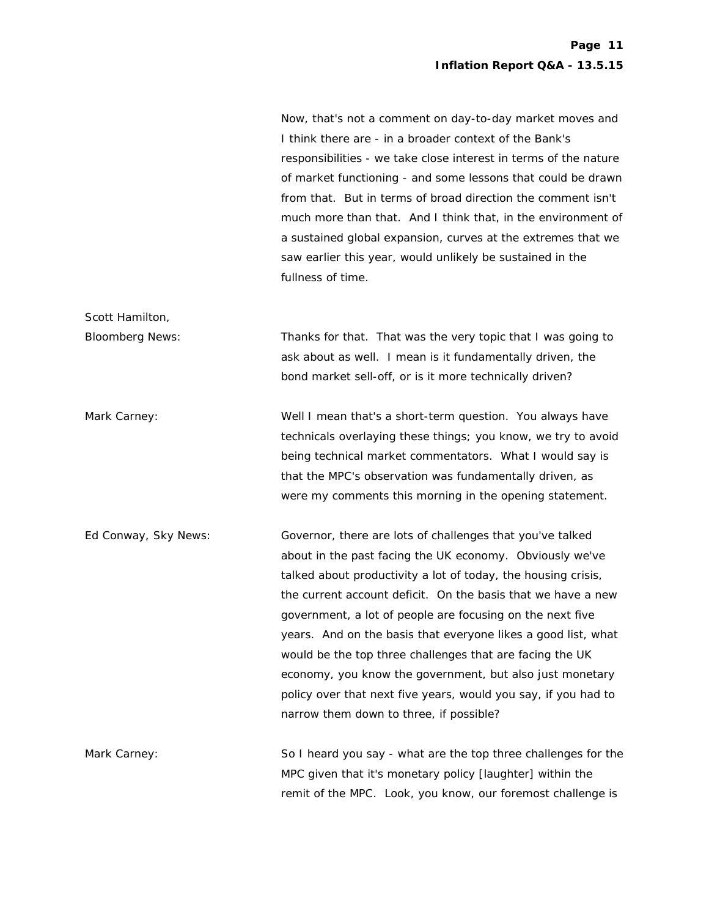Now, that's not a comment on day-to-day market moves and I think there are - in a broader context of the Bank's responsibilities - we take close interest in terms of the nature of market functioning - and some lessons that could be drawn from that. But in terms of broad direction the comment isn't much more than that. And I think that, in the environment of a sustained global expansion, curves at the extremes that we saw earlier this year, would unlikely be sustained in the fullness of time.

**Scott Hamilton, Bloomberg News:** Thanks for that. That was the very topic that I was going to ask about as well. I mean is it fundamentally driven, the bond market sell-off, or is it more technically driven?

**Mark Carney:** Well I mean that's a short-term question. You always have technicals overlaying these things; you know, we try to avoid being technical market commentators. What I would say is that the MPC's observation was fundamentally driven, as were my comments this morning in the opening statement.

**Ed Conway, Sky News:** Governor, there are lots of challenges that you've talked about in the past facing the UK economy. Obviously we've talked about productivity a lot of today, the housing crisis, the current account deficit. On the basis that we have a new government, a lot of people are focusing on the next five years. And on the basis that everyone likes a good list, what would be the top three challenges that are facing the UK economy, you know the government, but also just monetary policy over that next five years, would you say, if you had to narrow them down to three, if possible?

**Mark Carney:** So I heard you say - what are the top three challenges for the MPC given that it's monetary policy [laughter] within the remit of the MPC. Look, you know, our foremost challenge is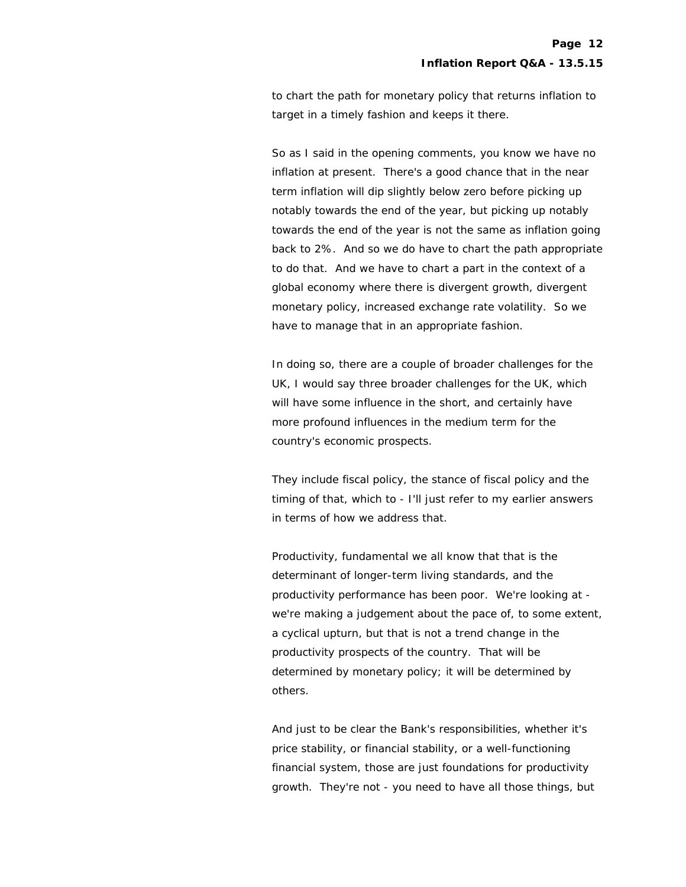to chart the path for monetary policy that returns inflation to target in a timely fashion and keeps it there.

So as I said in the opening comments, you know we have no inflation at present. There's a good chance that in the near term inflation will dip slightly below zero before picking up notably towards the end of the year, but picking up notably towards the end of the year is not the same as inflation going back to 2%. And so we do have to chart the path appropriate to do that. And we have to chart a part in the context of a global economy where there is divergent growth, divergent monetary policy, increased exchange rate volatility. So we have to manage that in an appropriate fashion.

In doing so, there are a couple of broader challenges for the UK, I would say three broader challenges for the UK, which will have some influence in the short, and certainly have more profound influences in the medium term for the country's economic prospects.

They include fiscal policy, the stance of fiscal policy and the timing of that, which to - I'll just refer to my earlier answers in terms of how we address that.

Productivity, fundamental we all know that that is the determinant of longer-term living standards, and the productivity performance has been poor. We're looking at - we're making a judgement about the pace of, to some extent, a cyclical upturn, but that is not a trend change in the productivity prospects of the country. That will be determined by monetary policy; it will be determined by others.

And just to be clear the Bank's responsibilities, whether it's price stability, or financial stability, or a well-functioning financial system, those are just foundations for productivity growth. They're not - you need to have all those things, but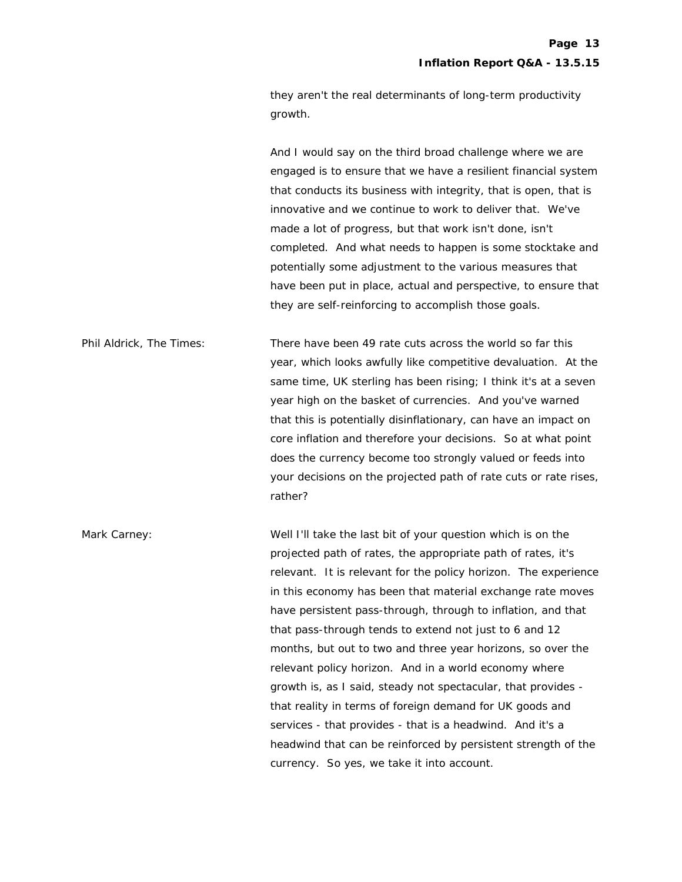they aren't the real determinants of long-term productivity growth.

And I would say on the third broad challenge where we are engaged is to ensure that we have a resilient financial system that conducts its business with integrity, that is open, that is innovative and we continue to work to deliver that. We've made a lot of progress, but that work isn't done, isn't completed. And what needs to happen is some stocktake and potentially some adjustment to the various measures that have been put in place, actual and perspective, to ensure that they are self-reinforcing to accomplish those goals.

**Phil Aldrick, The Times:** There have been 49 rate cuts across the world so far this year, which looks awfully like competitive devaluation. At the same time, UK sterling has been rising; I think it's at a seven year high on the basket of currencies. And you've warned that this is potentially disinflationary, can have an impact on core inflation and therefore your decisions. So at what point does the currency become too strongly valued or feeds into your decisions on the projected path of rate cuts or rate rises, rather?

**Mark Carney:** Well I'll take the last bit of your question which is on the projected path of rates, the appropriate path of rates, it's relevant. It is relevant for the policy horizon. The experience in this economy has been that material exchange rate moves have persistent pass-through, through to inflation, and that that pass-through tends to extend not just to 6 and 12 months, but out to two and three year horizons, so over the relevant policy horizon. And in a world economy where growth is, as I said, steady not spectacular, that provides - that reality in terms of foreign demand for UK goods and services - that provides - that is a headwind. And it's a headwind that can be reinforced by persistent strength of the currency. So yes, we take it into account.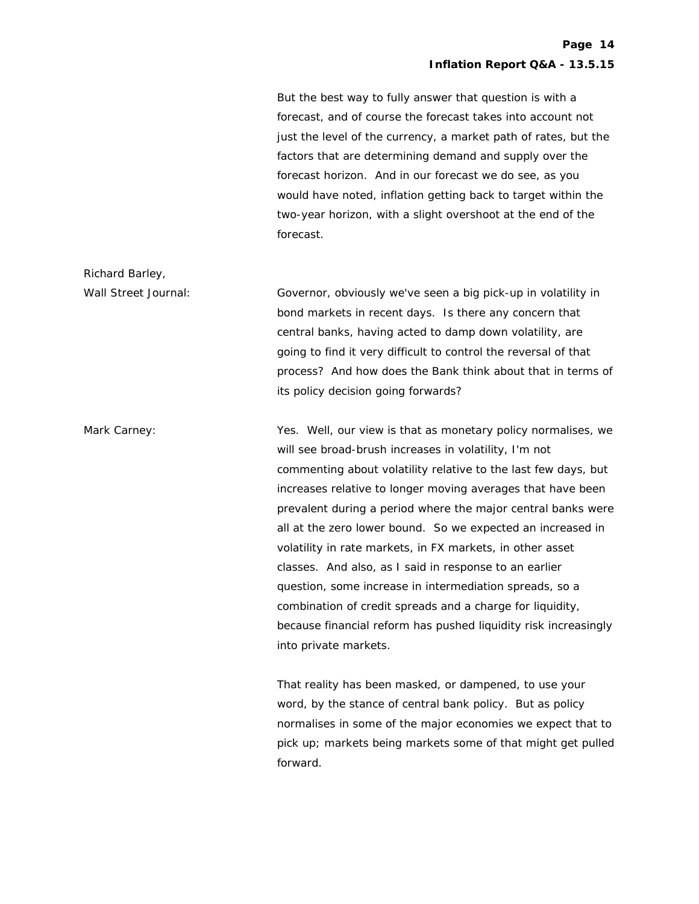But the best way to fully answer that question is with a forecast, and of course the forecast takes into account not just the level of the currency, a market path of rates, but the factors that are determining demand and supply over the forecast horizon. And in our forecast we do see, as you would have noted, inflation getting back to target within the two-year horizon, with a slight overshoot at the end of the forecast.

**Richard Barley, Wall Street Journal:** Governor, obviously we've seen a big pick-up in volatility in bond markets in recent days. Is there any concern that central banks, having acted to damp down volatility, are going to find it very difficult to control the reversal of that process? And how does the Bank think about that in terms of its policy decision going forwards?

**Mark Carney:** Yes. Well, our view is that as monetary policy normalises, we will see broad-brush increases in volatility, I'm not commenting about volatility relative to the last few days, but increases relative to longer moving averages that have been prevalent during a period where the major central banks were all at the zero lower bound. So we expected an increased in volatility in rate markets, in FX markets, in other asset classes. And also, as I said in response to an earlier question, some increase in intermediation spreads, so a combination of credit spreads and a charge for liquidity, because financial reform has pushed liquidity risk increasingly into private markets.

That reality has been masked, or dampened, to use your word, by the stance of central bank policy. But as policy normalises in some of the major economies we expect that to pick up; markets being markets some of that might get pulled forward.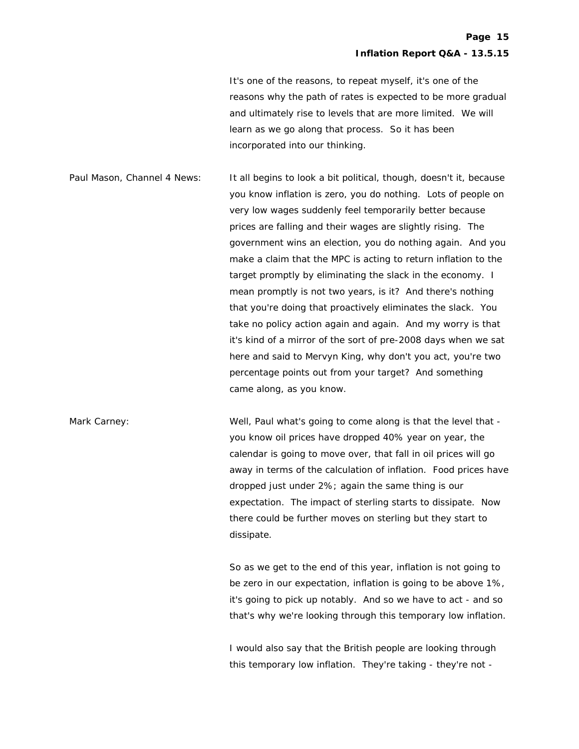It's one of the reasons, to repeat myself, it's one of the reasons why the path of rates is expected to be more gradual and ultimately rise to levels that are more limited. We will learn as we go along that process. So it has been incorporated into our thinking.

Paul Mason, Channel 4 News: It all begins to look a bit political, though, doesn't it, because you know inflation is zero, you do nothing. Lots of people on very low wages suddenly feel temporarily better because prices are falling and their wages are slightly rising. The government wins an election, you do nothing again. And you make a claim that the MPC is acting to return inflation to the target promptly by eliminating the slack in the economy. I mean promptly is not two years, is it? And there's nothing that you're doing that proactively eliminates the slack. You take no policy action again and again. And my worry is that it's kind of a mirror of the sort of pre-2008 days when we sat here and said to Mervyn King, why don't you act, you're two percentage points out from your target? And something came along, as you know.

Mark Carney: Well, Paul what's going to come along is that the level that - you know oil prices have dropped 40% year on year, the calendar is going to move over, that fall in oil prices will go away in terms of the calculation of inflation. Food prices have dropped just under 2%; again the same thing is our expectation. The impact of sterling starts to dissipate. Now there could be further moves on sterling but they start to dissipate.

So as we get to the end of this year, inflation is not going to be zero in our expectation, inflation is going to be above 1%, it's going to pick up notably. And so we have to act - and so that's why we're looking through this temporary low inflation.

I would also say that the British people are looking through this temporary low inflation. They're taking - they're not -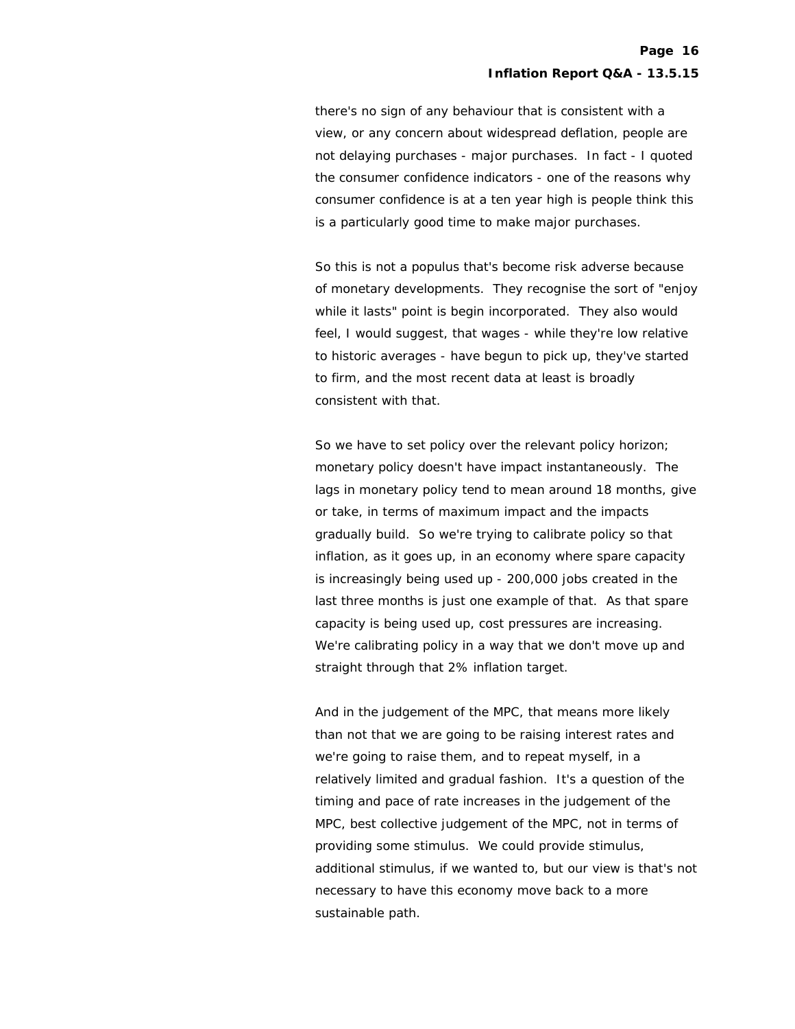there's no sign of any behaviour that is consistent with a view, or any concern about widespread deflation, people are not delaying purchases - major purchases. In fact - I quoted the consumer confidence indicators - one of the reasons why consumer confidence is at a ten year high is people think this is a particularly good time to make major purchases.

So this is not a populus that's become risk adverse because of monetary developments. They recognise the sort of "enjoy while it lasts" point is begin incorporated. They also would feel, I would suggest, that wages - while they're low relative to historic averages - have begun to pick up, they've started to firm, and the most recent data at least is broadly consistent with that.

So we have to set policy over the relevant policy horizon; monetary policy doesn't have impact instantaneously. The lags in monetary policy tend to mean around 18 months, give or take, in terms of maximum impact and the impacts gradually build. So we're trying to calibrate policy so that inflation, as it goes up, in an economy where spare capacity is increasingly being used up - 200,000 jobs created in the last three months is just one example of that. As that spare capacity is being used up, cost pressures are increasing. We're calibrating policy in a way that we don't move up and straight through that 2% inflation target.

And in the judgement of the MPC, that means more likely than not that we are going to be raising interest rates and we're going to raise them, and to repeat myself, in a relatively limited and gradual fashion. It's a question of the timing and pace of rate increases in the judgement of the MPC, best collective judgement of the MPC, not in terms of providing some stimulus. We could provide stimulus, additional stimulus, if we wanted to, but our view is that's not necessary to have this economy move back to a more sustainable path.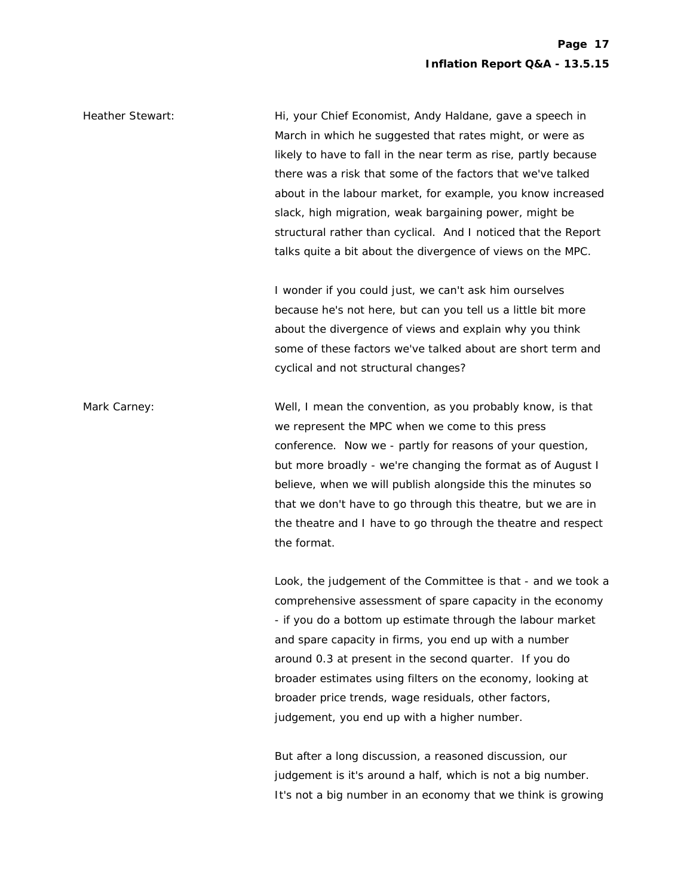Heather Stewart: Hi, your Chief Economist, Andy Haldane, gave a speech in March in which he suggested that rates might, or were as likely to have to fall in the near term as rise, partly because there was a risk that some of the factors that we've talked about in the labour market, for example, you know increased slack, high migration, weak bargaining power, might be structural rather than cyclical. And I noticed that the Report talks quite a bit about the divergence of views on the MPC.

I wonder if you could just, we can't ask him ourselves because he's not here, but can you tell us a little bit more about the divergence of views and explain why you think some of these factors we've talked about are short term and cyclical and not structural changes?

Mark Carney: Well, I mean the convention, as you probably know, is that we represent the MPC when we come to this press conference. Now we - partly for reasons of your question, but more broadly - we're changing the format as of August I believe, when we will publish alongside this the minutes so that we don't have to go through this theatre, but we are in the theatre and I have to go through the theatre and respect the format.

Look, the judgement of the Committee is that - and we took a comprehensive assessment of spare capacity in the economy - if you do a bottom up estimate through the labour market and spare capacity in firms, you end up with a number around 0.3 at present in the second quarter. If you do broader estimates using filters on the economy, looking at broader price trends, wage residuals, other factors, judgement, you end up with a higher number.

But after a long discussion, a reasoned discussion, our judgement is it's around a half, which is not a big number. It's not a big number in an economy that we think is growing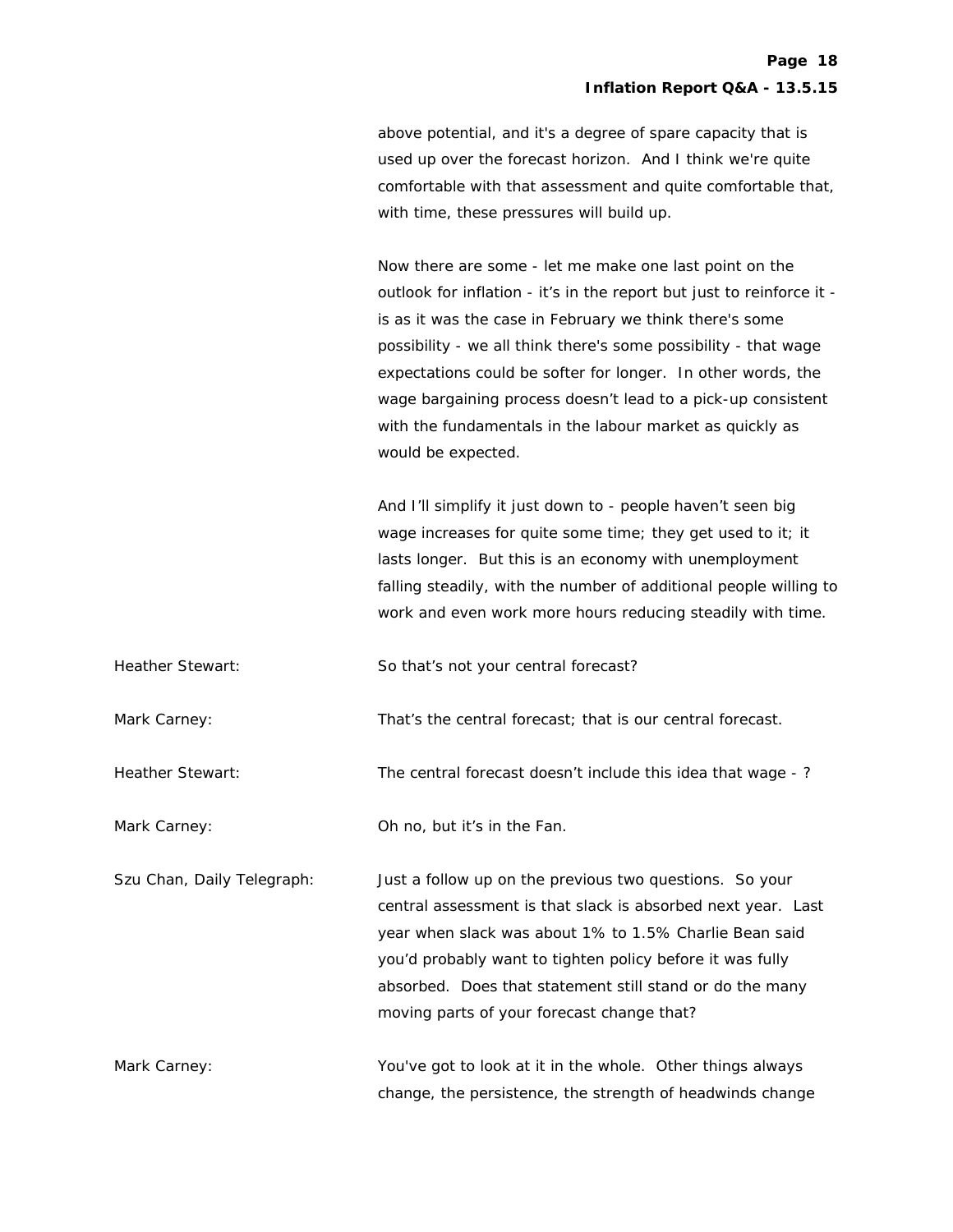above potential, and it's a degree of spare capacity that is used up over the forecast horizon. And I think we're quite comfortable with that assessment and quite comfortable that, with time, these pressures will build up.

Now there are some - let me make one last point on the outlook for inflation - it's in the report but just to reinforce it - is as it was the case in February we think there's some possibility - we all think there's some possibility - that wage expectations could be softer for longer. In other words, the wage bargaining process doesn't lead to a pick-up consistent with the fundamentals in the labour market as quickly as would be expected.

And I'll simplify it just down to - people haven't seen big wage increases for quite some time; they get used to it; it lasts longer. But this is an economy with unemployment falling steadily, with the number of additional people willing to work and even work more hours reducing steadily with time.

**Heather Stewart:** So that's not your central forecast?

**Mark Carney:** That's the central forecast; that is our central forecast.

**Heather Stewart:** The central forecast doesn't include this idea that wage - ?

**Mark Carney:** Oh no, but it's in the Fan.

**Szu Chan, Daily Telegraph:** Just a follow up on the previous two questions. So your central assessment is that slack is absorbed next year. Last year when slack was about 1% to 1.5% Charlie Bean said you'd probably want to tighten policy before it was fully absorbed. Does that statement still stand or do the many moving parts of your forecast change that?

**Mark Carney:** You've got to look at it in the whole. Other things always change, the persistence, the strength of headwinds change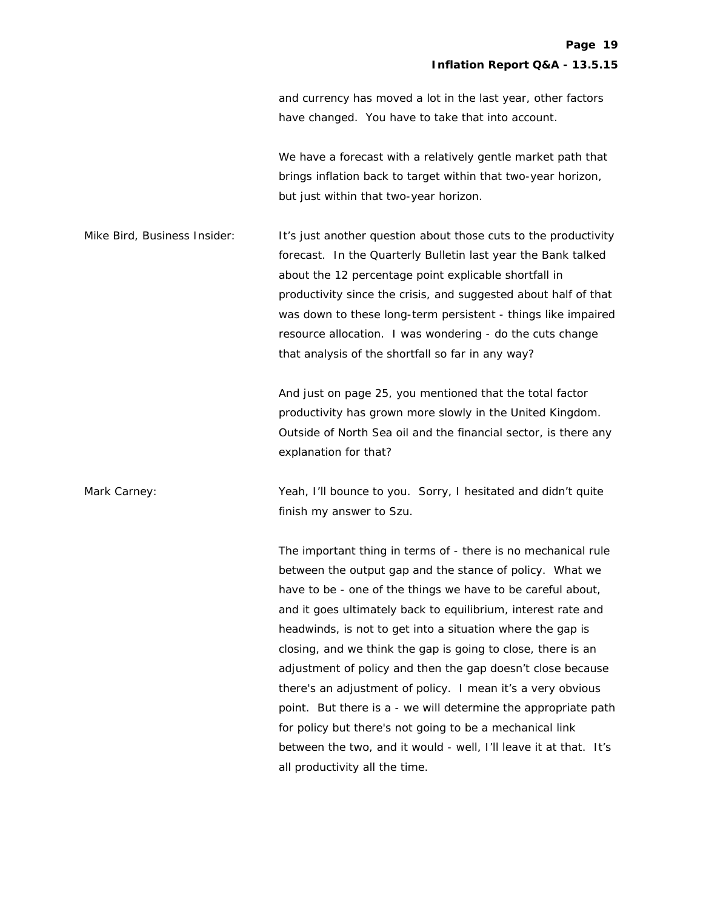and currency has moved a lot in the last year, other factors have changed. You have to take that into account.

We have a forecast with a relatively gentle market path that brings inflation back to target within that two-year horizon, but just within that two-year horizon.

**Mike Bird, Business Insider:** It's just another question about those cuts to the productivity forecast. In the Quarterly Bulletin last year the Bank talked about the 12 percentage point explicable shortfall in productivity since the crisis, and suggested about half of that was down to these long-term persistent - things like impaired resource allocation. I was wondering - do the cuts change that analysis of the shortfall so far in any way?

And just on page 25, you mentioned that the total factor productivity has grown more slowly in the United Kingdom. Outside of North Sea oil and the financial sector, is there any explanation for that?

**Mark Carney:** Yeah, I'll bounce to you. Sorry, I hesitated and didn't quite finish my answer to Szu.

The important thing in terms of - there is no mechanical rule between the output gap and the stance of policy. What we have to be - one of the things we have to be careful about, and it goes ultimately back to equilibrium, interest rate and headwinds, is not to get into a situation where the gap is closing, and we think the gap is going to close, there is an adjustment of policy and then the gap doesn't close because there's an adjustment of policy. I mean it's a very obvious point. But there is a - we will determine the appropriate path for policy but there's not going to be a mechanical link between the two, and it would - well, I'll leave it at that. It's all productivity all the time.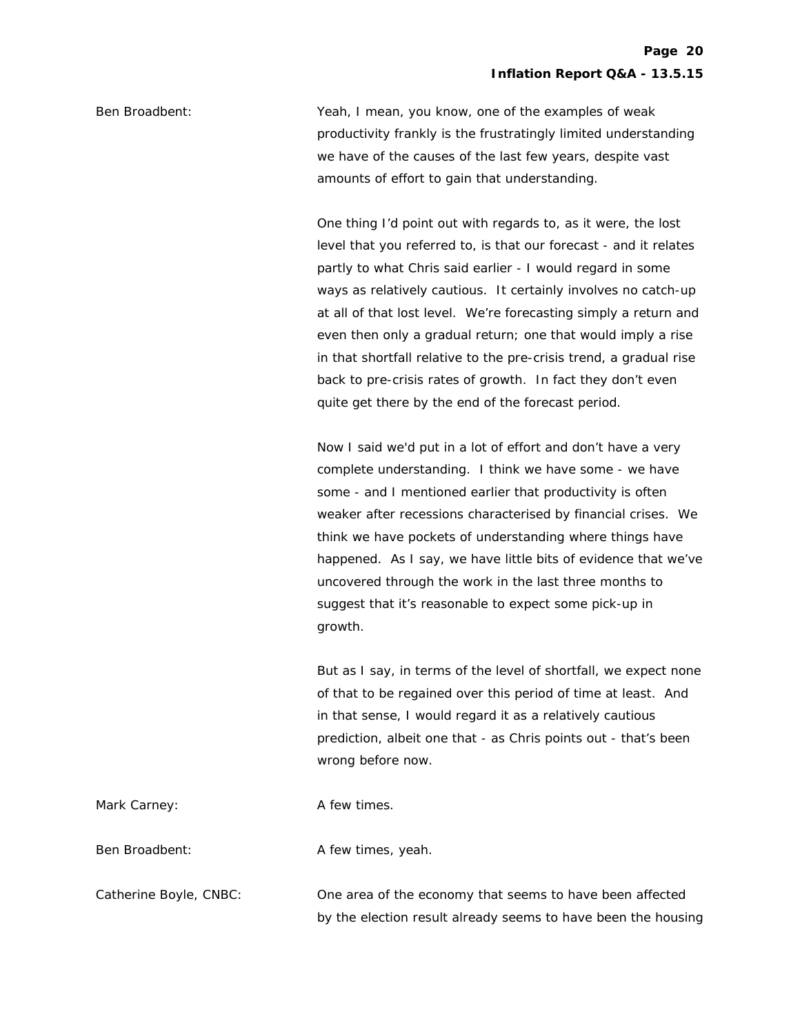Ben Broadbent: Yeah, I mean, you know, one of the examples of weak productivity frankly is the frustratingly limited understanding we have of the causes of the last few years, despite vast amounts of effort to gain that understanding.

One thing I'd point out with regards to, as it were, the lost level that you referred to, is that our forecast - and it relates partly to what Chris said earlier - I would regard in some ways as relatively cautious. It certainly involves no catch-up at all of that lost level. We're forecasting simply a return and even then only a gradual return; one that would imply a rise in that shortfall relative to the pre-crisis trend, a gradual rise back to pre-crisis rates of growth. In fact they don't even quite get there by the end of the forecast period.

Now I said we'd put in a lot of effort and don't have a very complete understanding. I think we have some - we have some - and I mentioned earlier that productivity is often weaker after recessions characterised by financial crises. We think we have pockets of understanding where things have happened. As I say, we have little bits of evidence that we've uncovered through the work in the last three months to suggest that it's reasonable to expect some pick-up in growth.

But as I say, in terms of the level of shortfall, we expect none of that to be regained over this period of time at least. And in that sense, I would regard it as a relatively cautious prediction, albeit one that - as Chris points out - that's been wrong before now.

Mark Carney: A few times.

Ben Broadbent: A few times, yeah.

Catherine Boyle, CNBC: One area of the economy that seems to have been affected by the election result already seems to have been the housing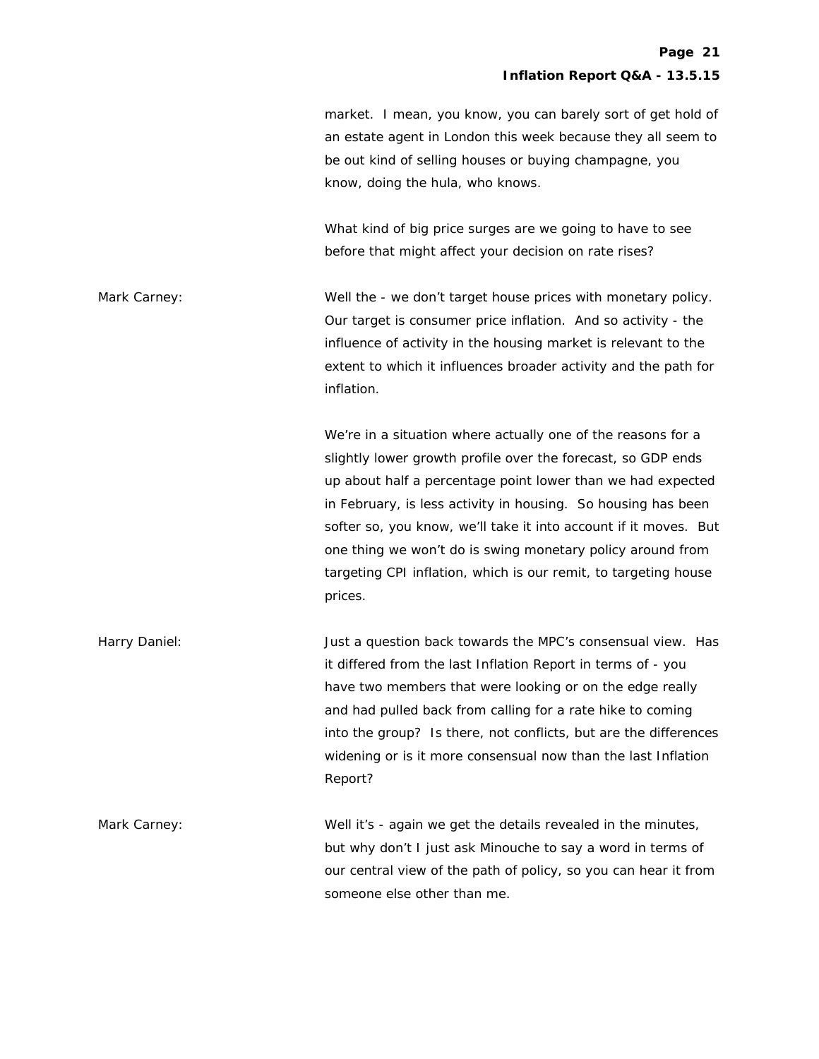market. I mean, you know, you can barely sort of get hold of an estate agent in London this week because they all seem to be out kind of selling houses or buying champagne, you know, doing the hula, who knows.

What kind of big price surges are we going to have to see before that might affect your decision on rate rises?

**Mark Carney:** Well the - we don't target house prices with monetary policy. Our target is consumer price inflation. And so activity - the influence of activity in the housing market is relevant to the extent to which it influences broader activity and the path for inflation.

We're in a situation where actually one of the reasons for a slightly lower growth profile over the forecast, so GDP ends up about half a percentage point lower than we had expected in February, is less activity in housing. So housing has been softer so, you know, we'll take it into account if it moves. But one thing we won't do is swing monetary policy around from targeting CPI inflation, which is our remit, to targeting house prices.

**Harry Daniel:** Just a question back towards the MPC's consensual view. Has it differed from the last Inflation Report in terms of - you have two members that were looking or on the edge really and had pulled back from calling for a rate hike to coming into the group? Is there, not conflicts, but are the differences widening or is it more consensual now than the last Inflation Report?

**Mark Carney:** Well it's - again we get the details revealed in the minutes, but why don't I just ask Minouche to say a word in terms of our central view of the path of policy, so you can hear it from someone else other than me.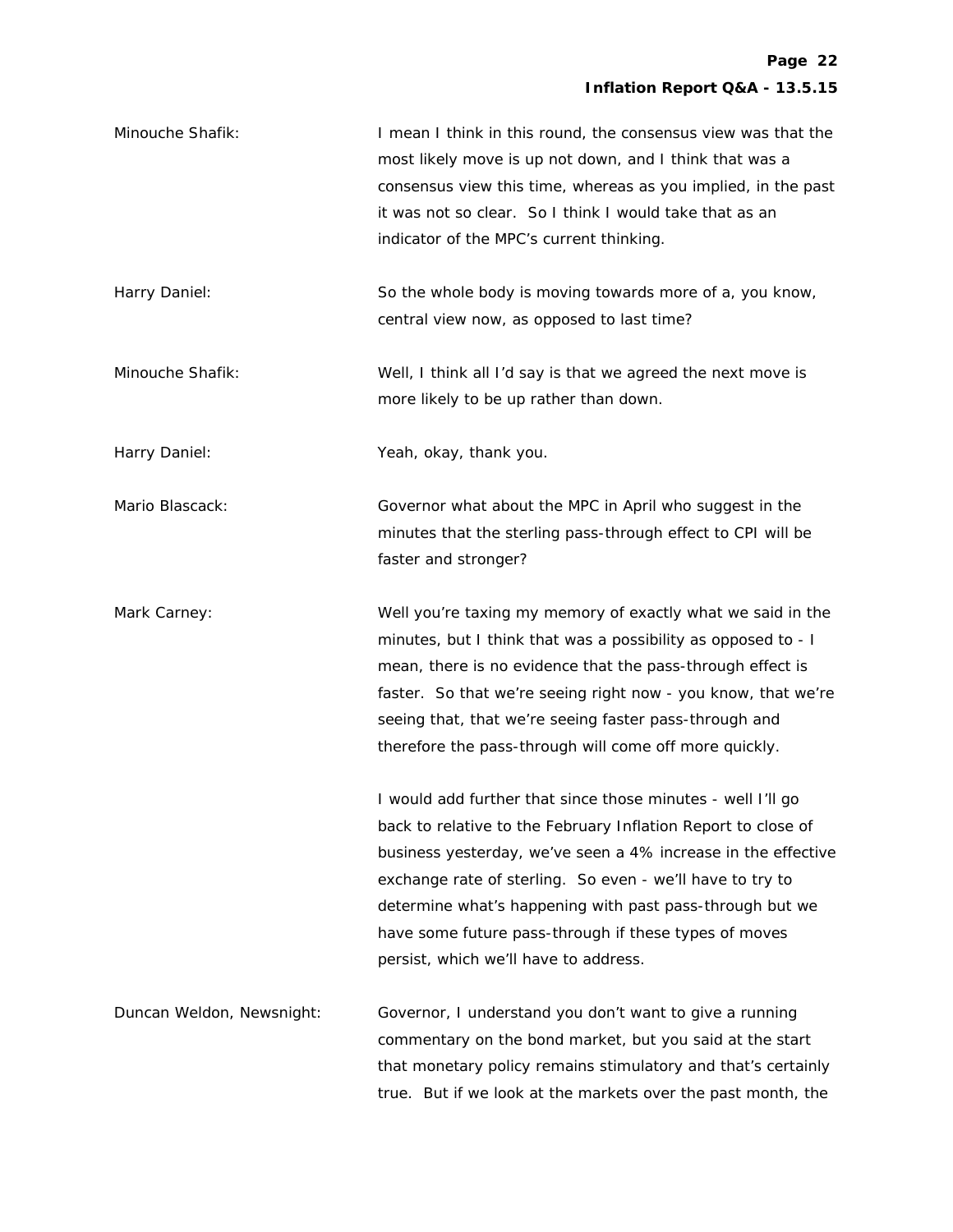**Minouche Shafik:** I mean I think in this round, the consensus view was that the most likely move is up not down, and I think that was a consensus view this time, whereas as you implied, in the past it was not so clear. So I think I would take that as an indicator of the MPC's current thinking.

**Harry Daniel:** So the whole body is moving towards more of a, you know, central view now, as opposed to last time?

**Minouche Shafik:** Well, I think all I'd say is that we agreed the next move is more likely to be up rather than down.

**Harry Daniel:** Yeah, okay, thank you.

**Mario Blascack:** Governor what about the MPC in April who suggest in the minutes that the sterling pass-through effect to CPI will be faster and stronger?

**Mark Carney:** Well you're taxing my memory of exactly what we said in the minutes, but I think that was a possibility as opposed to - I mean, there is no evidence that the pass-through effect is faster. So that we're seeing right now - you know, that we're seeing that, that we're seeing faster pass-through and therefore the pass-through will come off more quickly.

I would add further that since those minutes - well I'll go back to relative to the February Inflation Report to close of business yesterday, we've seen a 4% increase in the effective exchange rate of sterling. So even - we'll have to try to determine what's happening with past pass-through but we have some future pass-through if these types of moves persist, which we'll have to address.

**Duncan Weldon, Newsnight:** Governor, I understand you don't want to give a running commentary on the bond market, but you said at the start that monetary policy remains stimulatory and that's certainly true. But if we look at the markets over the past month, the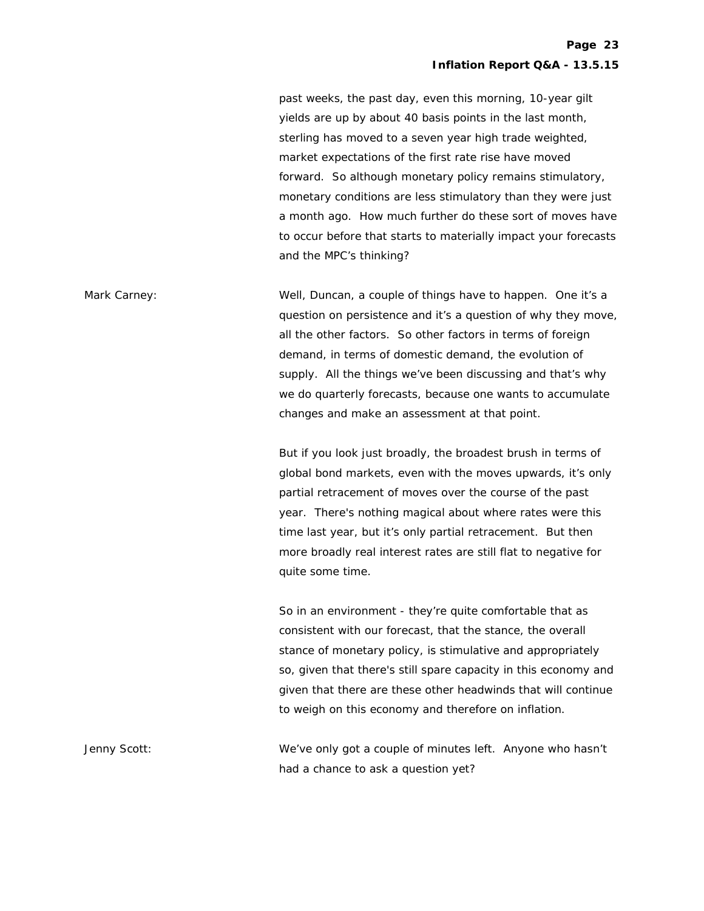past weeks, the past day, even this morning, 10-year gilt yields are up by about 40 basis points in the last month, sterling has moved to a seven year high trade weighted, market expectations of the first rate rise have moved forward. So although monetary policy remains stimulatory, monetary conditions are less stimulatory than they were just a month ago. How much further do these sort of moves have to occur before that starts to materially impact your forecasts and the MPC's thinking?

**Mark Carney:** Well, Duncan, a couple of things have to happen. One it's a question on persistence and it's a question of why they move, all the other factors. So other factors in terms of foreign demand, in terms of domestic demand, the evolution of supply. All the things we've been discussing and that's why we do quarterly forecasts, because one wants to accumulate changes and make an assessment at that point.

But if you look just broadly, the broadest brush in terms of global bond markets, even with the moves upwards, it's only partial retracement of moves over the course of the past year. There's nothing magical about where rates were this time last year, but it's only partial retracement. But then more broadly real interest rates are still flat to negative for quite some time.

So in an environment - they're quite comfortable that as consistent with our forecast, that the stance, the overall stance of monetary policy, is stimulative and appropriately so, given that there's still spare capacity in this economy and given that there are these other headwinds that will continue to weigh on this economy and therefore on inflation.

**Jenny Scott:** We've only got a couple of minutes left. Anyone who hasn't had a chance to ask a question yet?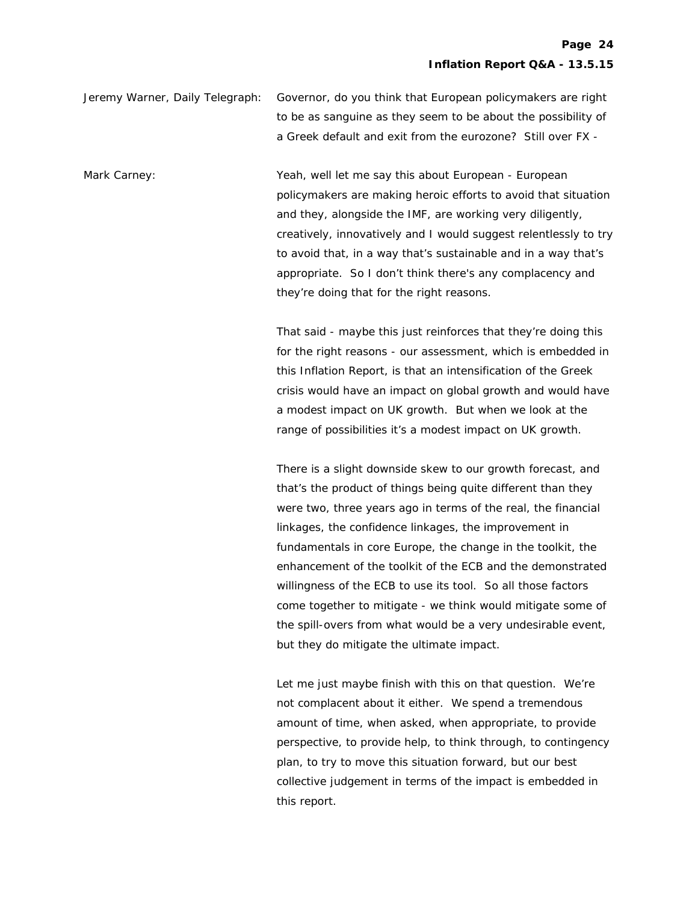Jeremy Warner, Daily Telegraph: Governor, do you think that European policymakers are right to be as sanguine as they seem to be about the possibility of a Greek default and exit from the eurozone? Still over FX -

Mark Carney: Yeah, well let me say this about European - European policymakers are making heroic efforts to avoid that situation and they, alongside the IMF, are working very diligently, creatively, innovatively and I would suggest relentlessly to try to avoid that, in a way that's sustainable and in a way that's appropriate. So I don't think there's any complacency and they're doing that for the right reasons.

That said - maybe this just reinforces that they're doing this for the right reasons - our assessment, which is embedded in this Inflation Report, is that an intensification of the Greek crisis would have an impact on global growth and would have a modest impact on UK growth. But when we look at the range of possibilities it's a modest impact on UK growth.

There is a slight downside skew to our growth forecast, and that's the product of things being quite different than they were two, three years ago in terms of the real, the financial linkages, the confidence linkages, the improvement in fundamentals in core Europe, the change in the toolkit, the enhancement of the toolkit of the ECB and the demonstrated willingness of the ECB to use its tool. So all those factors come together to mitigate - we think would mitigate some of the spill-overs from what would be a very undesirable event, but they do mitigate the ultimate impact.

Let me just maybe finish with this on that question. We're not complacent about it either. We spend a tremendous amount of time, when asked, when appropriate, to provide perspective, to provide help, to think through, to contingency plan, to try to move this situation forward, but our best collective judgement in terms of the impact is embedded in this report.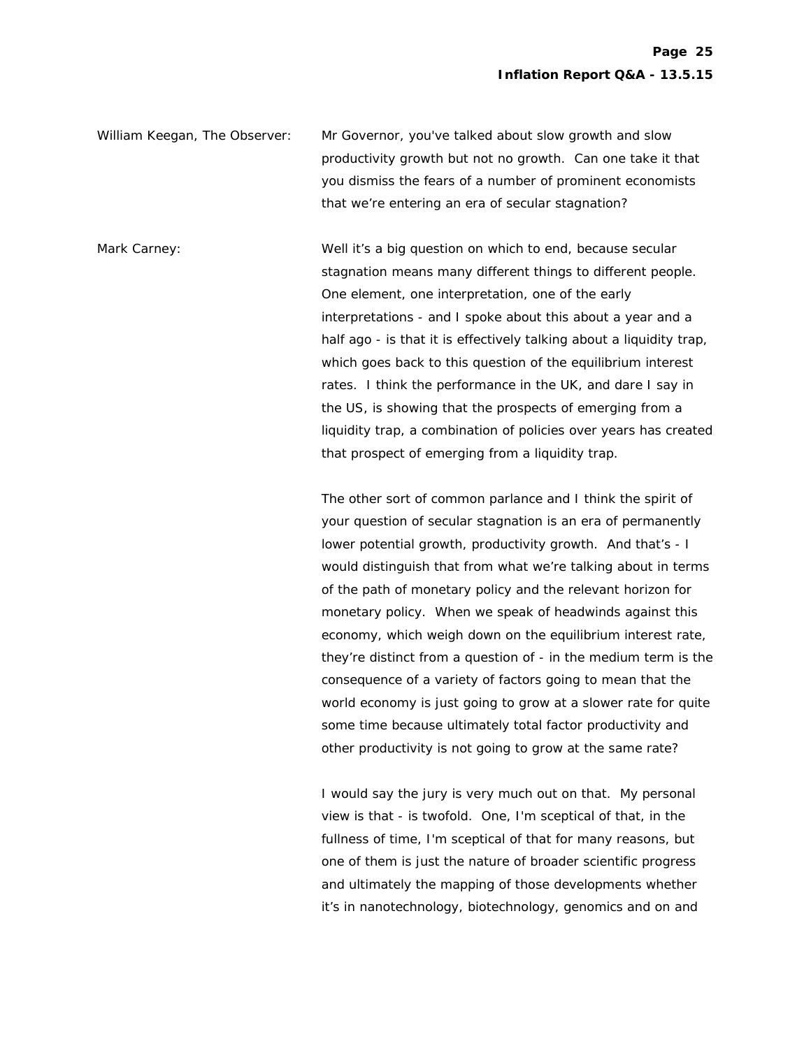William Keegan, The Observer: Mr Governor, you've talked about slow growth and slow productivity growth but not no growth. Can one take it that you dismiss the fears of a number of prominent economists that we're entering an era of secular stagnation?

Mark Carney: Well it's a big question on which to end, because secular stagnation means many different things to different people. One element, one interpretation, one of the early interpretations - and I spoke about this about a year and a half ago - is that it is effectively talking about a liquidity trap, which goes back to this question of the equilibrium interest rates. I think the performance in the UK, and dare I say in the US, is showing that the prospects of emerging from a liquidity trap, a combination of policies over years has created that prospect of emerging from a liquidity trap.

The other sort of common parlance and I think the spirit of your question of secular stagnation is an era of permanently lower potential growth, productivity growth. And that's - I would distinguish that from what we're talking about in terms of the path of monetary policy and the relevant horizon for monetary policy. When we speak of headwinds against this economy, which weigh down on the equilibrium interest rate, they're distinct from a question of - in the medium term is the consequence of a variety of factors going to mean that the world economy is just going to grow at a slower rate for quite some time because ultimately total factor productivity and other productivity is not going to grow at the same rate?

I would say the jury is very much out on that. My personal view is that - is twofold. One, I'm sceptical of that, in the fullness of time, I'm sceptical of that for many reasons, but one of them is just the nature of broader scientific progress and ultimately the mapping of those developments whether it's in nanotechnology, biotechnology, genomics and on and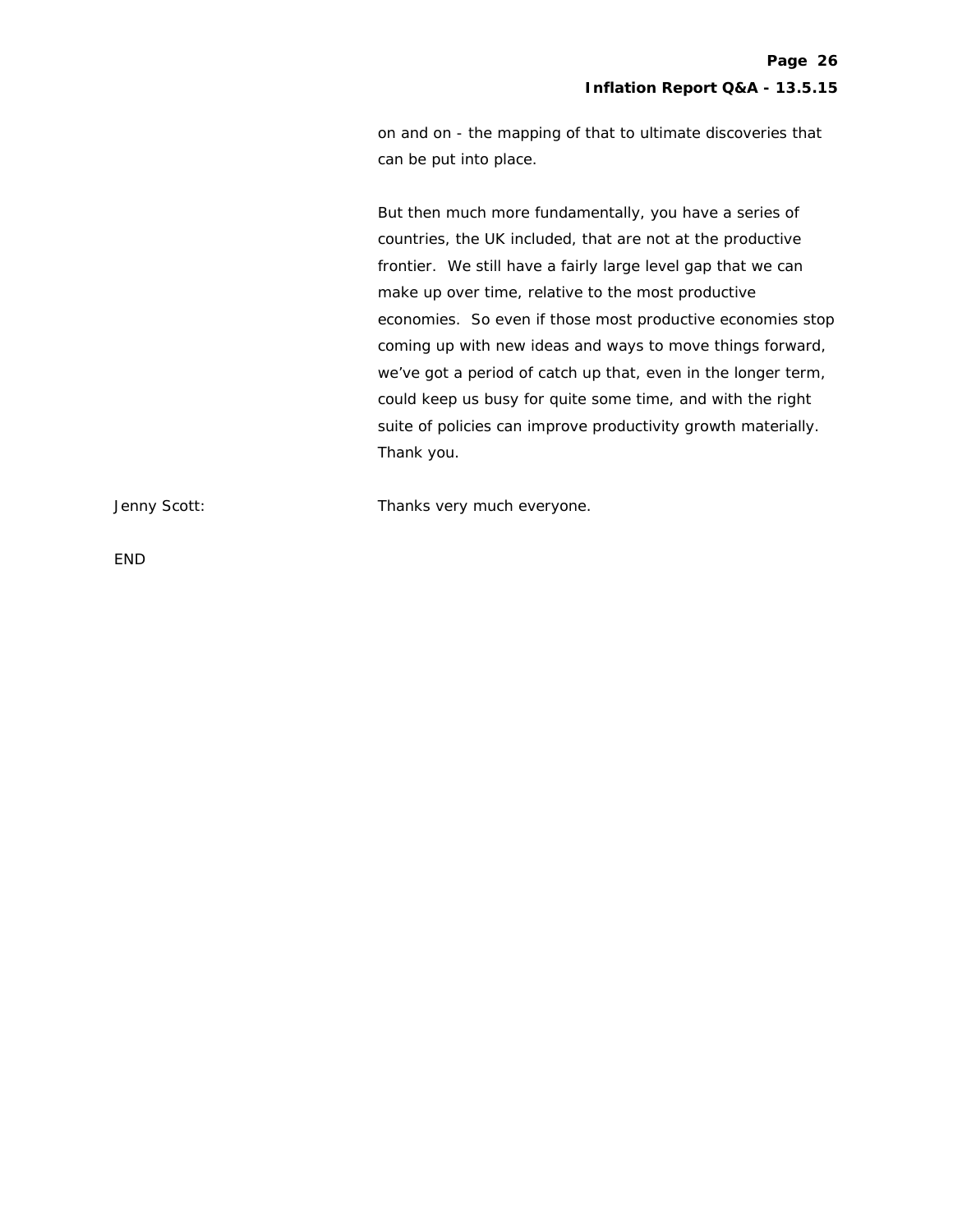on and on - the mapping of that to ultimate discoveries that can be put into place.

But then much more fundamentally, you have a series of countries, the UK included, that are not at the productive frontier. We still have a fairly large level gap that we can make up over time, relative to the most productive economies. So even if those most productive economies stop coming up with new ideas and ways to move things forward, we've got a period of catch up that, even in the longer term, could keep us busy for quite some time, and with the right suite of policies can improve productivity growth materially. Thank you.

Jenny Scott: Thanks very much everyone.

END